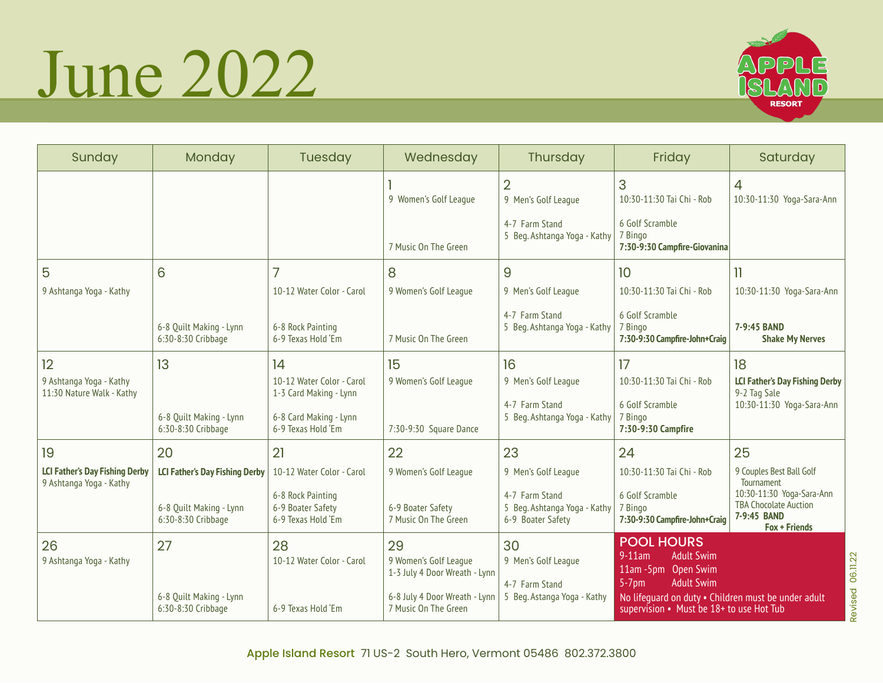# June 2022

APPLE ISLAND RESORT

| Sunday | Monday | Tuesday | Wednesday | Thursday | Friday | Saturday |
|---|---|---|---|---|---|---|
| | | | 1<br>9 Women's Golf League<br>7 Music On The Green | 2<br>9 Men's Golf League<br>4-7 Farm Stand<br>5 Beg. Ashtanga Yoga - Kathy | 3<br>10:30-11:30 Tai Chi - Rob<br>6 Golf Scramble<br>7 Bingo<br>**7:30-9:30 Campfire-Giovanina** | 4<br>10:30-11:30 Yoga-Sara-Ann |
| 5<br>9 Ashtanga Yoga - Kathy | 6<br>6-8 Quilt Making - Lynn<br>6:30-8:30 Cribbage | 7<br>10-12 Water Color - Carol<br>6-8 Rock Painting<br>6-9 Texas Hold 'Em | 8<br>9 Women's Golf League<br>7 Music On The Green | 9<br>9 Men's Golf League<br>4-7 Farm Stand<br>5 Beg. Ashtanga Yoga - Kathy | 10<br>10:30-11:30 Tai Chi - Rob<br>6 Golf Scramble<br>7 Bingo<br>**7:30-9:30 Campfire-John+Craig** | 11<br>10:30-11:30 Yoga-Sara-Ann<br>**7-9:45 BAND**<br>**Shake My Nerves** |
| 12<br>9 Ashtanga Yoga - Kathy<br>11:30 Nature Walk - Kathy | 13<br>6-8 Quilt Making - Lynn<br>6:30-8:30 Cribbage | 14<br>10-12 Water Color - Carol<br>1-3 Card Making - Lynn<br>6-8 Card Making - Lynn<br>6-9 Texas Hold 'Em | 15<br>9 Women's Golf League<br>7:30-9:30 Square Dance | 16<br>9 Men's Golf League<br>4-7 Farm Stand<br>5 Beg. Ashtanga Yoga - Kathy | 17<br>10:30-11:30 Tai Chi - Rob<br>6 Golf Scramble<br>7 Bingo<br>**7:30-9:30 Campfire** | 18<br>**LCI Father's Day Fishing Derby**<br>9-2 Tag Sale<br>10:30-11:30 Yoga-Sara-Ann |
| 19<br>**LCI Father's Day Fishing Derby**<br>9 Ashtanga Yoga - Kathy | 20<br>**LCI Father's Day Fishing Derby**<br>6-8 Quilt Making - Lynn<br>6:30-8:30 Cribbage | 21<br>10-12 Water Color - Carol<br>6-8 Rock Painting<br>6-9 Boater Safety<br>6-9 Texas Hold 'Em | 22<br>9 Women's Golf League<br>6-9 Boater Safety<br>7 Music On The Green | 23<br>9 Men's Golf League<br>4-7 Farm Stand<br>5 Beg. Ashtanga Yoga - Kathy<br>6-9 Boater Safety | 24<br>10:30-11:30 Tai Chi - Rob<br>6 Golf Scramble<br>7 Bingo<br>**7:30-9:30 Campfire-John+Craig** | 25<br>9 Couples Best Ball Golf Tournament<br>10:30-11:30 Yoga-Sara-Ann<br>TBA Chocolate Auction<br>**7-9:45 BAND**<br>**Fox + Friends** |
| 26<br>9 Ashtanga Yoga - Kathy | 27<br>6-8 Quilt Making - Lynn<br>6:30-8:30 Cribbage | 28<br>10-12 Water Color - Carol<br>6-9 Texas Hold 'Em | 29<br>9 Women's Golf League<br>1-3 July 4 Door Wreath - Lynn<br>6-8 July 4 Door Wreath - Lynn<br>7 Music On The Green | 30<br>9 Men's Golf League<br>4-7 Farm Stand<br>5 Beg. Astanga Yoga - Kathy | **POOL HOURS**<br>9-11am Adult Swim<br>11am -5pm Open Swim<br>5-7pm Adult Swim<br>No lifeguard on duty • Children must be under adult supervision • Must be 18+ to use Hot Tub | |

Revised 06.11.22

Apple Island Resort 71 US-2 South Hero, Vermont 05486 802.372.3800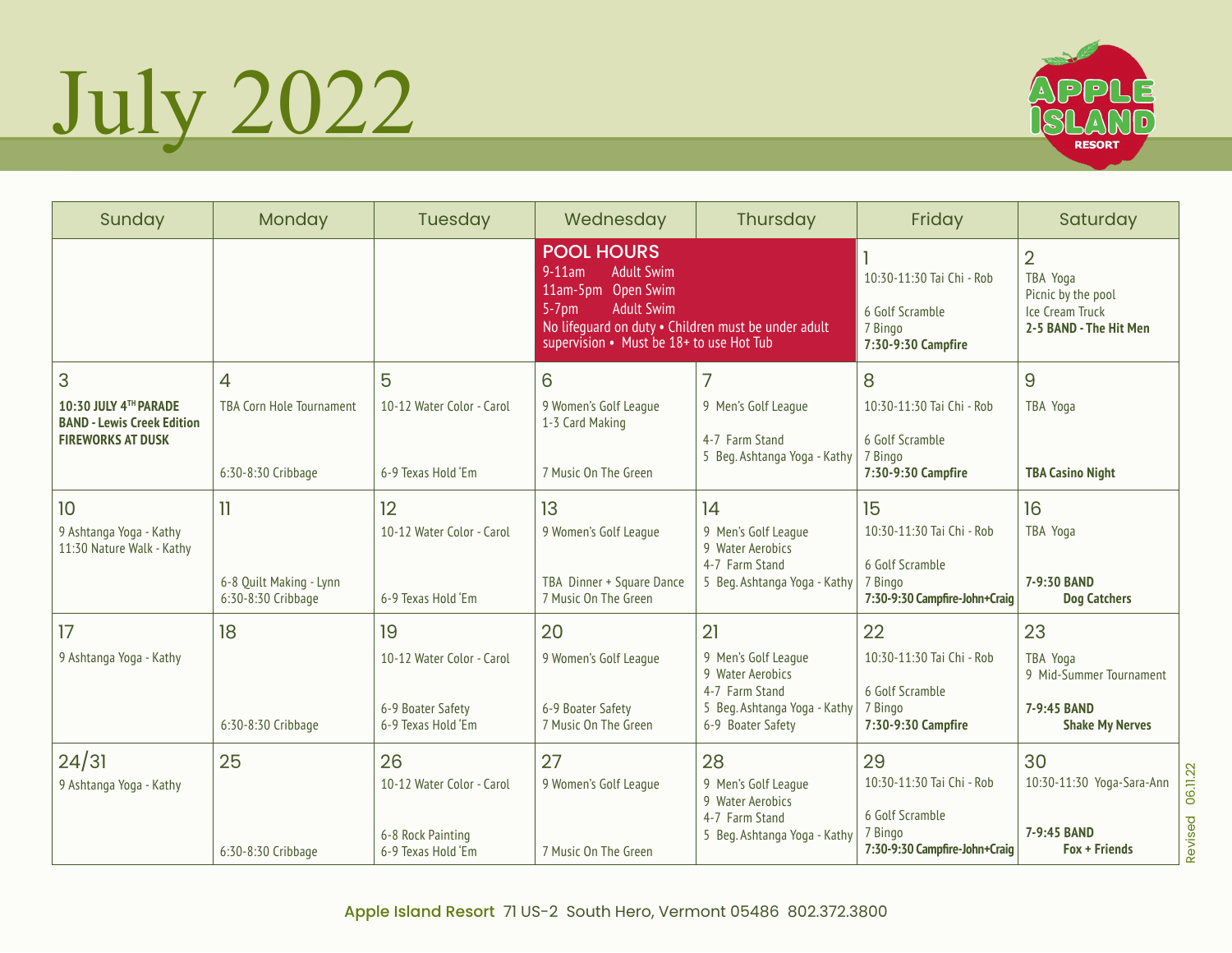# July 2022

APPLE ISLAND RESORT

| Sunday | Monday | Tuesday | Wednesday | Thursday | Friday | Saturday |
|---|---|---|---|---|---|---|
| | | | **POOL HOURS** 9-11am Adult Swim, 11am-5pm Open Swim, 5-7pm Adult Swim. No lifeguard on duty • Children must be under adult supervision • Must be 18+ to use Hot Tub | | 1<br>10:30-11:30 Tai Chi - Rob<br>6 Golf Scramble<br>7 Bingo<br>**7:30-9:30 Campfire** | 2<br>TBA Yoga<br>Picnic by the pool<br>Ice Cream Truck<br>**2-5 BAND - The Hit Men** |
| 3<br>**10:30 JULY 4TH PARADE**<br>**BAND - Lewis Creek Edition**<br>**FIREWORKS AT DUSK** | 4<br>TBA Corn Hole Tournament<br>6:30-8:30 Cribbage | 5<br>10-12 Water Color - Carol<br>6-9 Texas Hold 'Em | 6<br>9 Women's Golf League<br>1-3 Card Making<br>7 Music On The Green | 7<br>9 Men's Golf League<br>4-7 Farm Stand<br>5 Beg. Ashtanga Yoga - Kathy | 8<br>10:30-11:30 Tai Chi - Rob<br>6 Golf Scramble<br>7 Bingo<br>**7:30-9:30 Campfire** | 9<br>TBA Yoga<br>**TBA Casino Night** |
| 10<br>9 Ashtanga Yoga - Kathy<br>11:30 Nature Walk - Kathy | 11<br>6-8 Quilt Making - Lynn<br>6:30-8:30 Cribbage | 12<br>10-12 Water Color - Carol<br>6-9 Texas Hold 'Em | 13<br>9 Women's Golf League<br>TBA Dinner + Square Dance<br>7 Music On The Green | 14<br>9 Men's Golf League<br>9 Water Aerobics<br>4-7 Farm Stand<br>5 Beg. Ashtanga Yoga - Kathy | 15<br>10:30-11:30 Tai Chi - Rob<br>6 Golf Scramble<br>7 Bingo<br>**7:30-9:30 Campfire-John+Craig** | 16<br>TBA Yoga<br>**7-9:30 BAND**<br>**Dog Catchers** |
| 17<br>9 Ashtanga Yoga - Kathy | 18<br>6:30-8:30 Cribbage | 19<br>10-12 Water Color - Carol<br>6-9 Boater Safety<br>6-9 Texas Hold 'Em | 20<br>9 Women's Golf League<br>6-9 Boater Safety<br>7 Music On The Green | 21<br>9 Men's Golf League<br>9 Water Aerobics<br>4-7 Farm Stand<br>5 Beg. Ashtanga Yoga - Kathy<br>6-9 Boater Safety | 22<br>10:30-11:30 Tai Chi - Rob<br>6 Golf Scramble<br>7 Bingo<br>**7:30-9:30 Campfire** | 23<br>TBA Yoga<br>9 Mid-Summer Tournament<br>**7-9:45 BAND**<br>**Shake My Nerves** |
| 24/31<br>9 Ashtanga Yoga - Kathy | 25<br>6:30-8:30 Cribbage | 26<br>10-12 Water Color - Carol<br>6-8 Rock Painting<br>6-9 Texas Hold 'Em | 27<br>9 Women's Golf League<br>7 Music On The Green | 28<br>9 Men's Golf League<br>9 Water Aerobics<br>4-7 Farm Stand<br>5 Beg. Ashtanga Yoga - Kathy | 29<br>10:30-11:30 Tai Chi - Rob<br>6 Golf Scramble<br>7 Bingo<br>**7:30-9:30 Campfire-John+Craig** | 30<br>10:30-11:30 Yoga-Sara-Ann<br>**7-9:45 BAND**<br>**Fox + Friends** |

Revised 06.11.22

Apple Island Resort 71 US-2 South Hero, Vermont 05486 802.372.3800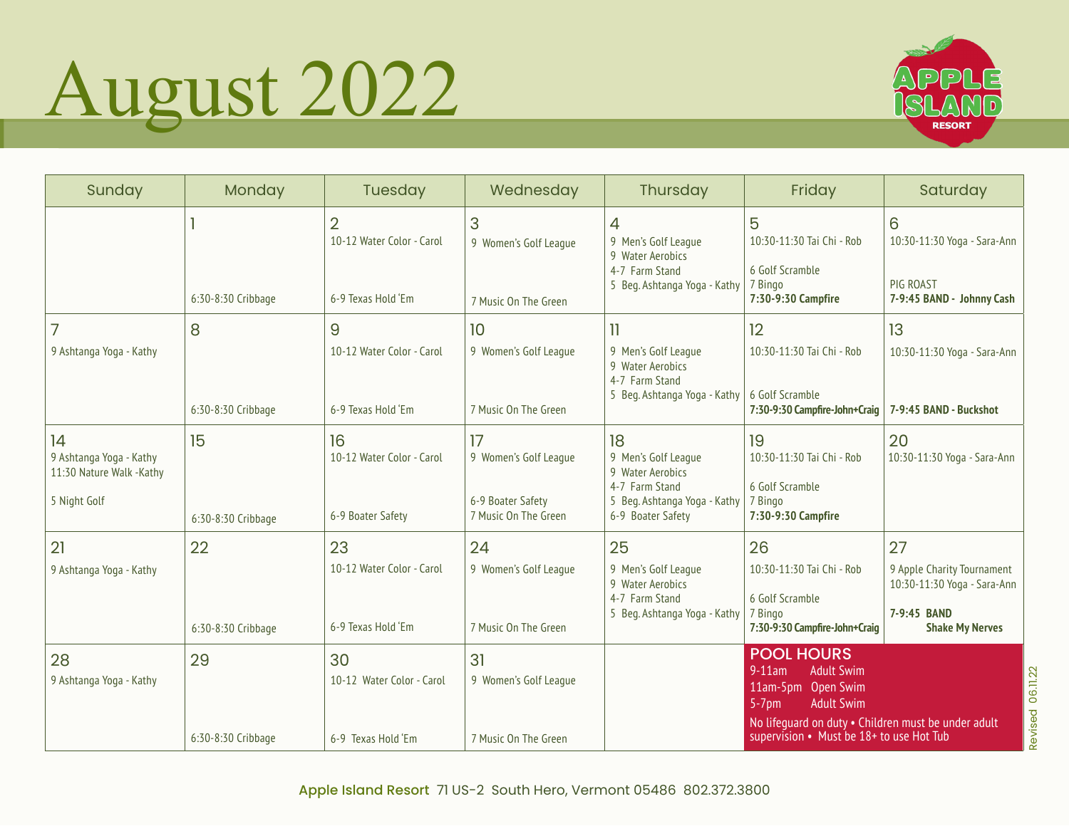# August 2022

APPLE ISLAND RESORT

| Sunday | Monday | Tuesday | Wednesday | Thursday | Friday | Saturday |
|---|---|---|---|---|---|---|
| | 1<br>6:30-8:30 Cribbage | 2<br>10-12 Water Color - Carol<br>6-9 Texas Hold 'Em | 3<br>9 Women's Golf League<br>7 Music On The Green | 4<br>9 Men's Golf League<br>9 Water Aerobics<br>4-7 Farm Stand<br>5 Beg. Ashtanga Yoga - Kathy | 5<br>10:30-11:30 Tai Chi - Rob<br>6 Golf Scramble<br>7 Bingo<br>**7:30-9:30 Campfire** | 6<br>10:30-11:30 Yoga - Sara-Ann<br>PIG ROAST<br>**7-9:45 BAND - Johnny Cash** |
| 7<br>9 Ashtanga Yoga - Kathy | 8<br>6:30-8:30 Cribbage | 9<br>10-12 Water Color - Carol<br>6-9 Texas Hold 'Em | 10<br>9 Women's Golf League<br>7 Music On The Green | 11<br>9 Men's Golf League<br>9 Water Aerobics<br>4-7 Farm Stand<br>5 Beg. Ashtanga Yoga - Kathy | 12<br>10:30-11:30 Tai Chi - Rob<br>6 Golf Scramble<br>**7:30-9:30 Campfire-John+Craig** | 13<br>10:30-11:30 Yoga - Sara-Ann<br>**7-9:45 BAND - Buckshot** |
| 14<br>9 Ashtanga Yoga - Kathy<br>11:30 Nature Walk -Kathy<br>5 Night Golf | 15<br>6:30-8:30 Cribbage | 16<br>10-12 Water Color - Carol<br>6-9 Boater Safety | 17<br>9 Women's Golf League<br>6-9 Boater Safety<br>7 Music On The Green | 18<br>9 Men's Golf League<br>9 Water Aerobics<br>4-7 Farm Stand<br>5 Beg. Ashtanga Yoga - Kathy<br>6-9 Boater Safety | 19<br>10:30-11:30 Tai Chi - Rob<br>6 Golf Scramble<br>7 Bingo<br>**7:30-9:30 Campfire** | 20<br>10:30-11:30 Yoga - Sara-Ann |
| 21<br>9 Ashtanga Yoga - Kathy | 22<br>6:30-8:30 Cribbage | 23<br>10-12 Water Color - Carol<br>6-9 Texas Hold 'Em | 24<br>9 Women's Golf League<br>7 Music On The Green | 25<br>9 Men's Golf League<br>9 Water Aerobics<br>4-7 Farm Stand<br>5 Beg. Ashtanga Yoga - Kathy | 26<br>10:30-11:30 Tai Chi - Rob<br>6 Golf Scramble<br>7 Bingo<br>**7:30-9:30 Campfire-John+Craig** | 27<br>9 Apple Charity Tournament<br>10:30-11:30 Yoga - Sara-Ann<br>**7-9:45 BAND Shake My Nerves** |
| 28<br>9 Ashtanga Yoga - Kathy | 29<br>6:30-8:30 Cribbage | 30<br>10-12 Water Color - Carol<br>6-9 Texas Hold 'Em | 31<br>9 Women's Golf League<br>7 Music On The Green | | **POOL HOURS**<br>9-11am Adult Swim<br>11am-5pm Open Swim<br>5-7pm Adult Swim<br>No lifeguard on duty • Children must be under adult supervision • Must be 18+ to use Hot Tub | |

Revised 06.11.22

**Apple Island Resort** 71 US-2 South Hero, Vermont 05486 802.372.3800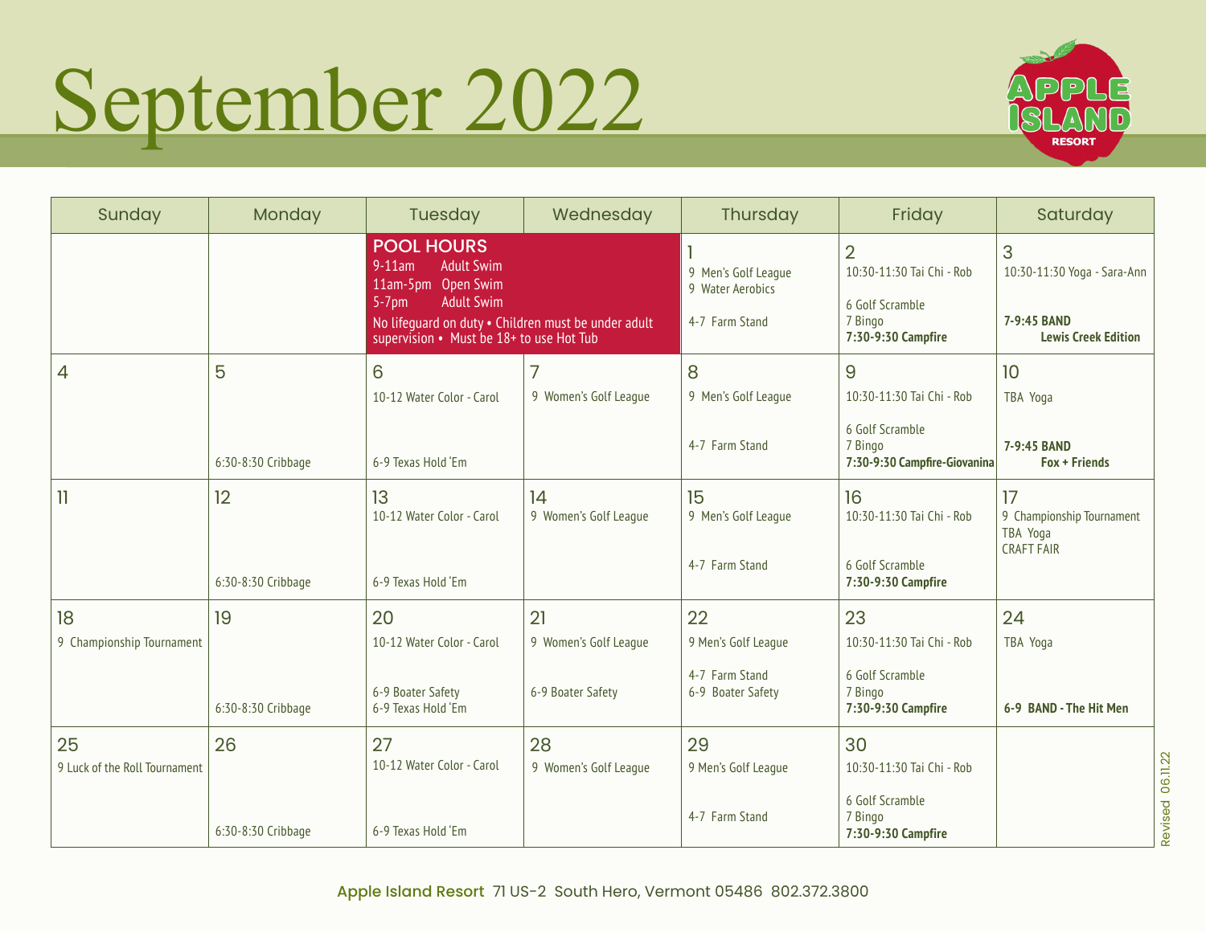# September 2022

APPLE ISLAND RESORT

| Sunday | Monday | Tuesday | Wednesday | Thursday | Friday | Saturday |
|---|---|---|---|---|---|---|
| | | **POOL HOURS** 9-11am Adult Swim; 11am-5pm Open Swim; 5-7pm Adult Swim; No lifeguard on duty • Children must be under adult supervision • Must be 18+ to use Hot Tub | | 1<br>9 Men's Golf League<br>9 Water Aerobics<br>4-7 Farm Stand | 2<br>10:30-11:30 Tai Chi - Rob<br>6 Golf Scramble<br>7 Bingo<br>**7:30-9:30 Campfire** | 3<br>10:30-11:30 Yoga - Sara-Ann<br>**7-9:45 BAND Lewis Creek Edition** |
| 4 | 5<br>6:30-8:30 Cribbage | 6<br>10-12 Water Color - Carol<br>6-9 Texas Hold 'Em | 7<br>9 Women's Golf League | 8<br>9 Men's Golf League<br>4-7 Farm Stand | 9<br>10:30-11:30 Tai Chi - Rob<br>6 Golf Scramble<br>7 Bingo<br>**7:30-9:30 Campfire-Giovanina** | 10<br>TBA Yoga<br>**7-9:45 BAND Fox + Friends** |
| 11 | 12<br>6:30-8:30 Cribbage | 13<br>10-12 Water Color - Carol<br>6-9 Texas Hold 'Em | 14<br>9 Women's Golf League | 15<br>9 Men's Golf League<br>4-7 Farm Stand | 16<br>10:30-11:30 Tai Chi - Rob<br>6 Golf Scramble<br>**7:30-9:30 Campfire** | 17<br>9 Championship Tournament<br>TBA Yoga<br>CRAFT FAIR |
| 18<br>9 Championship Tournament | 19<br>6:30-8:30 Cribbage | 20<br>10-12 Water Color - Carol<br>6-9 Boater Safety<br>6-9 Texas Hold 'Em | 21<br>9 Women's Golf League<br>6-9 Boater Safety | 22<br>9 Men's Golf League<br>4-7 Farm Stand<br>6-9 Boater Safety | 23<br>10:30-11:30 Tai Chi - Rob<br>6 Golf Scramble<br>7 Bingo<br>**7:30-9:30 Campfire** | 24<br>TBA Yoga<br>**6-9 BAND - The Hit Men** |
| 25<br>9 Luck of the Roll Tournament | 26<br>6:30-8:30 Cribbage | 27<br>10-12 Water Color - Carol<br>6-9 Texas Hold 'Em | 28<br>9 Women's Golf League | 29<br>9 Men's Golf League<br>4-7 Farm Stand | 30<br>10:30-11:30 Tai Chi - Rob<br>6 Golf Scramble<br>7 Bingo<br>**7:30-9:30 Campfire** | |

Revised 06.11.22

Apple Island Resort 71 US-2 South Hero, Vermont 05486 802.372.3800